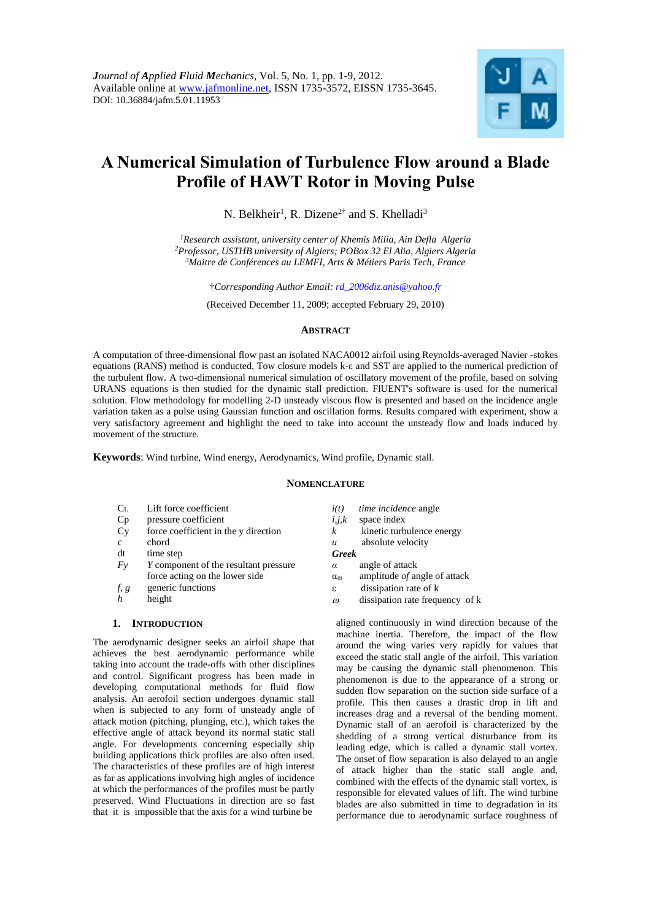*Journal of Applied Fluid Mechanics*, Vol. 5, No. 1, pp. 1-9, 2012.
Available online at www.jafmonline.net, ISSN 1735-3572, EISSN 1735-3645.
DOI: 10.36884/jafm.5.01.11953

# A Numerical Simulation of Turbulence Flow around a Blade Profile of HAWT Rotor in Moving Pulse

N. Belkheir[1], R. Dizene[2†] and S. Khelladi[3]

*[1]Research assistant, university center of Khemis Milia, Ain Defla Algeria*
*[2]Professor, USTHB university of Algiers; POBox 32 El Alia, Algiers Algeria*
*[3]Maitre de Conférences au LEMFI, Arts & Métiers Paris Tech, France*

†*Corresponding Author Email: rd_2006diz.anis@yahoo.fr*

(Received December 11, 2009; accepted February 29, 2010)

## ABSTRACT

A computation of three-dimensional flow past an isolated NACA0012 airfoil using Reynolds-averaged Navier -stokes equations (RANS) method is conducted. Tow closure models k-ε and SST are applied to the numerical prediction of the turbulent flow. A two-dimensional numerical simulation of oscillatory movement of the profile, based on solving URANS equations is then studied for the dynamic stall prediction. FlUENT's software is used for the numerical solution. Flow methodology for modelling 2-D unsteady viscous flow is presented and based on the incidence angle variation taken as a pulse using Gaussian function and oscillation forms. Results compared with experiment, show a very satisfactory agreement and highlight the need to take into account the unsteady flow and loads induced by movement of the structure.

**Keywords**: Wind turbine, Wind energy, Aerodynamics, Wind profile, Dynamic stall.

## NOMENCLATURE

| | | | |
|---|---|---|---|
| $C_L$ | Lift force coefficient | $i(t)$ | *time incidence* angle |
| Cp | pressure coefficient | $i,j,k$ | space index |
| Cy | force coefficient in the y direction | $k$ | kinetic turbulence energy |
| c | chord | $u$ | absolute velocity |
| dt | time step | ***Greek*** | |
| $Fy$ | *Y* component of the resultant pressure force acting on the lower side | $\alpha$ | angle of attack |
| $f, g$ | generic functions | $\alpha_m$ | amplitude *of* angle of attack |
| $h$ | height | $\varepsilon$ | dissipation rate of k |
| | | $\omega$ | dissipation rate frequency of k |

## 1. INTRODUCTION

The aerodynamic designer seeks an airfoil shape that achieves the best aerodynamic performance while taking into account the trade-offs with other disciplines and control. Significant progress has been made in developing computational methods for fluid flow analysis. An aerofoil section undergoes dynamic stall when is subjected to any form of unsteady angle of attack motion (pitching, plunging, etc.), which takes the effective angle of attack beyond its normal static stall angle. For developments concerning especially ship building applications thick profiles are also often used. The characteristics of these profiles are of high interest as far as applications involving high angles of incidence at which the performances of the profiles must be partly preserved. Wind Fluctuations in direction are so fast that it is impossible that the axis for a wind turbine be aligned continuously in wind direction because of the machine inertia. Therefore, the impact of the flow around the wing varies very rapidly for values that exceed the static stall angle of the airfoil. This variation may be causing the dynamic stall phenomenon. This phenomenon is due to the appearance of a strong or sudden flow separation on the suction side surface of a profile. This then causes a drastic drop in lift and increases drag and a reversal of the bending moment. Dynamic stall of an aerofoil is characterized by the shedding of a strong vertical disturbance from its leading edge, which is called a dynamic stall vortex. The onset of flow separation is also delayed to an angle of attack higher than the static stall angle and, combined with the effects of the dynamic stall vortex, is responsible for elevated values of lift. The wind turbine blades are also submitted in time to degradation in its performance due to aerodynamic surface roughness of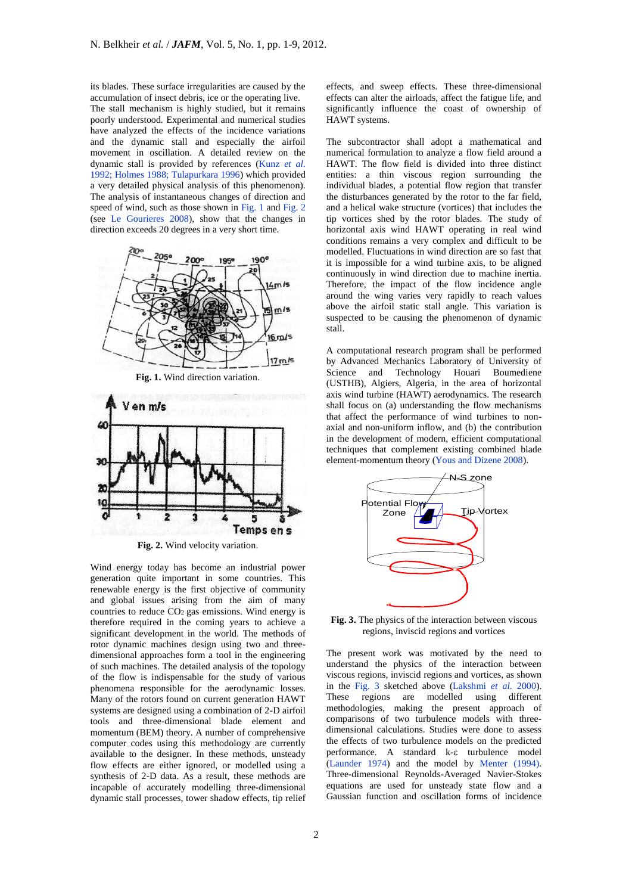its blades. These surface irregularities are caused by the accumulation of insect debris, ice or the operating live. The stall mechanism is highly studied, but it remains poorly understood. Experimental and numerical studies have analyzed the effects of the incidence variations and the dynamic stall and especially the airfoil movement in oscillation. A detailed review on the dynamic stall is provided by references (Kunz *et al.* 1992; Holmes 1988; Tulapurkara 1996) which provided a very detailed physical analysis of this phenomenon). The analysis of instantaneous changes of direction and speed of wind, such as those shown in Fig. 1 and Fig. 2 (see Le Gourieres 2008), show that the changes in direction exceeds 20 degrees in a very short time.

**Fig. 1.** Wind direction variation.

**Fig. 2.** Wind velocity variation.

Wind energy today has become an industrial power generation quite important in some countries. This renewable energy is the first objective of community and global issues arising from the aim of many countries to reduce $CO_2$ gas emissions. Wind energy is therefore required in the coming years to achieve a significant development in the world. The methods of rotor dynamic machines design using two and three-dimensional approaches form a tool in the engineering of such machines. The detailed analysis of the topology of the flow is indispensable for the study of various phenomena responsible for the aerodynamic losses. Many of the rotors found on current generation HAWT systems are designed using a combination of 2-D airfoil tools and three-dimensional blade element and momentum (BEM) theory. A number of comprehensive computer codes using this methodology are currently available to the designer. In these methods, unsteady flow effects are either ignored, or modelled using a synthesis of 2-D data. As a result, these methods are incapable of accurately modelling three-dimensional dynamic stall processes, tower shadow effects, tip relief effects, and sweep effects. These three-dimensional effects can alter the airloads, affect the fatigue life, and significantly influence the coast of ownership of HAWT systems.

The subcontractor shall adopt a mathematical and numerical formulation to analyze a flow field around a HAWT. The flow field is divided into three distinct entities: a thin viscous region surrounding the individual blades, a potential flow region that transfer the disturbances generated by the rotor to the far field, and a helical wake structure (vortices) that includes the tip vortices shed by the rotor blades. The study of horizontal axis wind HAWT operating in real wind conditions remains a very complex and difficult to be modelled. Fluctuations in wind direction are so fast that it is impossible for a wind turbine axis, to be aligned continuously in wind direction due to machine inertia. Therefore, the impact of the flow incidence angle around the wing varies very rapidly to reach values above the airfoil static stall angle. This variation is suspected to be causing the phenomenon of dynamic stall.

A computational research program shall be performed by Advanced Mechanics Laboratory of University of Science and Technology Houari Boumediene (USTHB), Algiers, Algeria, in the area of horizontal axis wind turbine (HAWT) aerodynamics. The research shall focus on (a) understanding the flow mechanisms that affect the performance of wind turbines to non-axial and non-uniform inflow, and (b) the contribution in the development of modern, efficient computational techniques that complement existing combined blade element-momentum theory (Yous and Dizene 2008).

**Fig. 3.** The physics of the interaction between viscous regions, inviscid regions and vortices

The present work was motivated by the need to understand the physics of the interaction between viscous regions, inviscid regions and vortices, as shown in the Fig. 3 sketched above (Lakshmi *et al.* 2000). These regions are modelled using different methodologies, making the present approach of comparisons of two turbulence models with three-dimensional calculations. Studies were done to assess the effects of two turbulence models on the predicted performance. A standard k-ε turbulence model (Launder 1974) and the model by Menter (1994). Three-dimensional Reynolds-Averaged Navier-Stokes equations are used for unsteady state flow and a Gaussian function and oscillation forms of incidence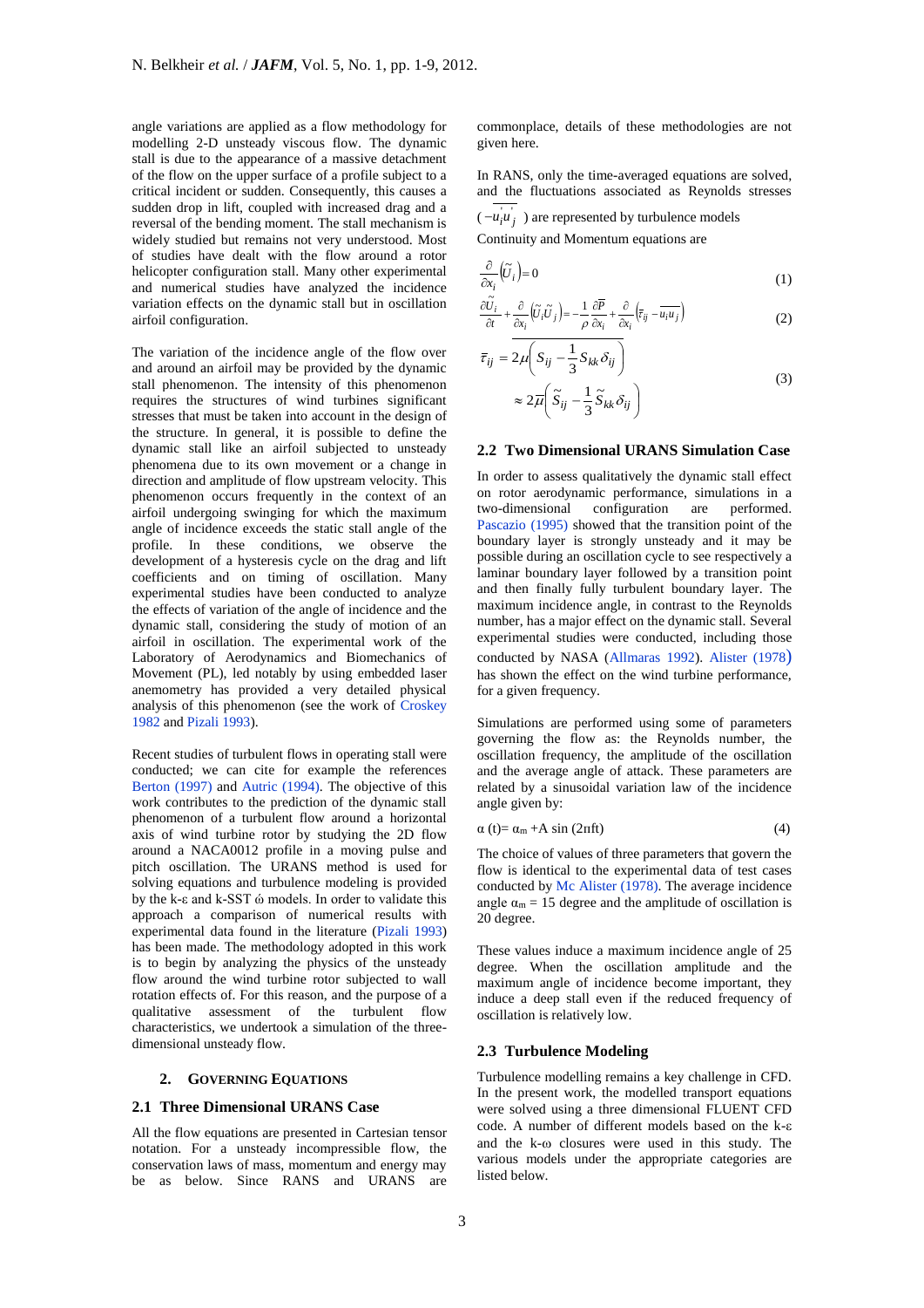angle variations are applied as a flow methodology for modelling 2-D unsteady viscous flow. The dynamic stall is due to the appearance of a massive detachment of the flow on the upper surface of a profile subject to a critical incident or sudden. Consequently, this causes a sudden drop in lift, coupled with increased drag and a reversal of the bending moment. The stall mechanism is widely studied but remains not very understood. Most of studies have dealt with the flow around a rotor helicopter configuration stall. Many other experimental and numerical studies have analyzed the incidence variation effects on the dynamic stall but in oscillation airfoil configuration.

The variation of the incidence angle of the flow over and around an airfoil may be provided by the dynamic stall phenomenon. The intensity of this phenomenon requires the structures of wind turbines significant stresses that must be taken into account in the design of the structure. In general, it is possible to define the dynamic stall like an airfoil subjected to unsteady phenomena due to its own movement or a change in direction and amplitude of flow upstream velocity. This phenomenon occurs frequently in the context of an airfoil undergoing swinging for which the maximum angle of incidence exceeds the static stall angle of the profile. In these conditions, we observe the development of a hysteresis cycle on the drag and lift coefficients and on timing of oscillation. Many experimental studies have been conducted to analyze the effects of variation of the angle of incidence and the dynamic stall, considering the study of motion of an airfoil in oscillation. The experimental work of the Laboratory of Aerodynamics and Biomechanics of Movement (PL), led notably by using embedded laser anemometry has provided a very detailed physical analysis of this phenomenon (see the work of Croskey 1982 and Pizali 1993).

Recent studies of turbulent flows in operating stall were conducted; we can cite for example the references Berton (1997) and Autric (1994). The objective of this work contributes to the prediction of the dynamic stall phenomenon of a turbulent flow around a horizontal axis of wind turbine rotor by studying the 2D flow around a NACA0012 profile in a moving pulse and pitch oscillation. The URANS method is used for solving equations and turbulence modeling is provided by the k-ε and k-SST ώ models. In order to validate this approach a comparison of numerical results with experimental data found in the literature (Pizali 1993) has been made. The methodology adopted in this work is to begin by analyzing the physics of the unsteady flow around the wind turbine rotor subjected to wall rotation effects of. For this reason, and the purpose of a qualitative assessment of the turbulent flow characteristics, we undertook a simulation of the three-dimensional unsteady flow.

## 2. GOVERNING EQUATIONS

### 2.1 Three Dimensional URANS Case

All the flow equations are presented in Cartesian tensor notation. For a unsteady incompressible flow, the conservation laws of mass, momentum and energy may be as below. Since RANS and URANS are commonplace, details of these methodologies are not given here.

In RANS, only the time-averaged equations are solved, and the fluctuations associated as Reynolds stresses ($-\overline{u_i' u_j'}$ ) are represented by turbulence models

Continuity and Momentum equations are

$$\frac{\partial}{\partial x_i}\left(\tilde{U}_i\right)=0 \tag{1}$$

$$\frac{\partial \tilde{U}_i}{\partial t}+\frac{\partial}{\partial x_i}\left(\tilde{U}_i\tilde{U}_j\right)=-\frac{1}{\rho}\frac{\partial \overline{P}}{\partial x_i}+\frac{\partial}{\partial x_i}\left(\overline{\tau}_{ij}-\overline{u_i u_j}\right) \tag{2}$$

$$\begin{aligned}\overline{\tau}_{ij} &= 2\mu\overline{\left(S_{ij}-\frac{1}{3}S_{kk}\delta_{ij}\right)}\\ &\approx 2\overline{\mu}\left(\tilde{S}_{ij}-\frac{1}{3}\tilde{S}_{kk}\delta_{ij}\right)\end{aligned} \tag{3}$$

### 2.2 Two Dimensional URANS Simulation Case

In order to assess qualitatively the dynamic stall effect on rotor aerodynamic performance, simulations in a two-dimensional configuration are performed. Pascazio (1995) showed that the transition point of the boundary layer is strongly unsteady and it may be possible during an oscillation cycle to see respectively a laminar boundary layer followed by a transition point and then finally fully turbulent boundary layer. The maximum incidence angle, in contrast to the Reynolds number, has a major effect on the dynamic stall. Several experimental studies were conducted, including those conducted by NASA (Allmaras 1992). Alister (1978) has shown the effect on the wind turbine performance, for a given frequency.

Simulations are performed using some of parameters governing the flow such as: the Reynolds number, the oscillation frequency, the amplitude of the oscillation and the average angle of attack. These parameters are related by a sinusoidal variation law of the incidence angle given by:

$$\alpha\,(t)= \alpha_m + A \sin\,(2\pi f t) \tag{4}$$

The choice of values of three parameters that govern the flow is identical to the experimental data of test cases conducted by Mc Alister (1978). The average incidence angle $\alpha_m$ = 15 degree and the amplitude of oscillation is 20 degree.

These values induce a maximum incidence angle of 25 degree. When the oscillation amplitude and the maximum angle of incidence become important, they induce a deep stall even if the reduced frequency of oscillation is relatively low.

### 2.3 Turbulence Modeling

Turbulence modelling remains a key challenge in CFD. In the present work, the modelled transport equations were solved using a three dimensional FLUENT CFD code. A number of different models based on the k-ε and the k-ω closures were used in this study. The various models under the appropriate categories are listed below.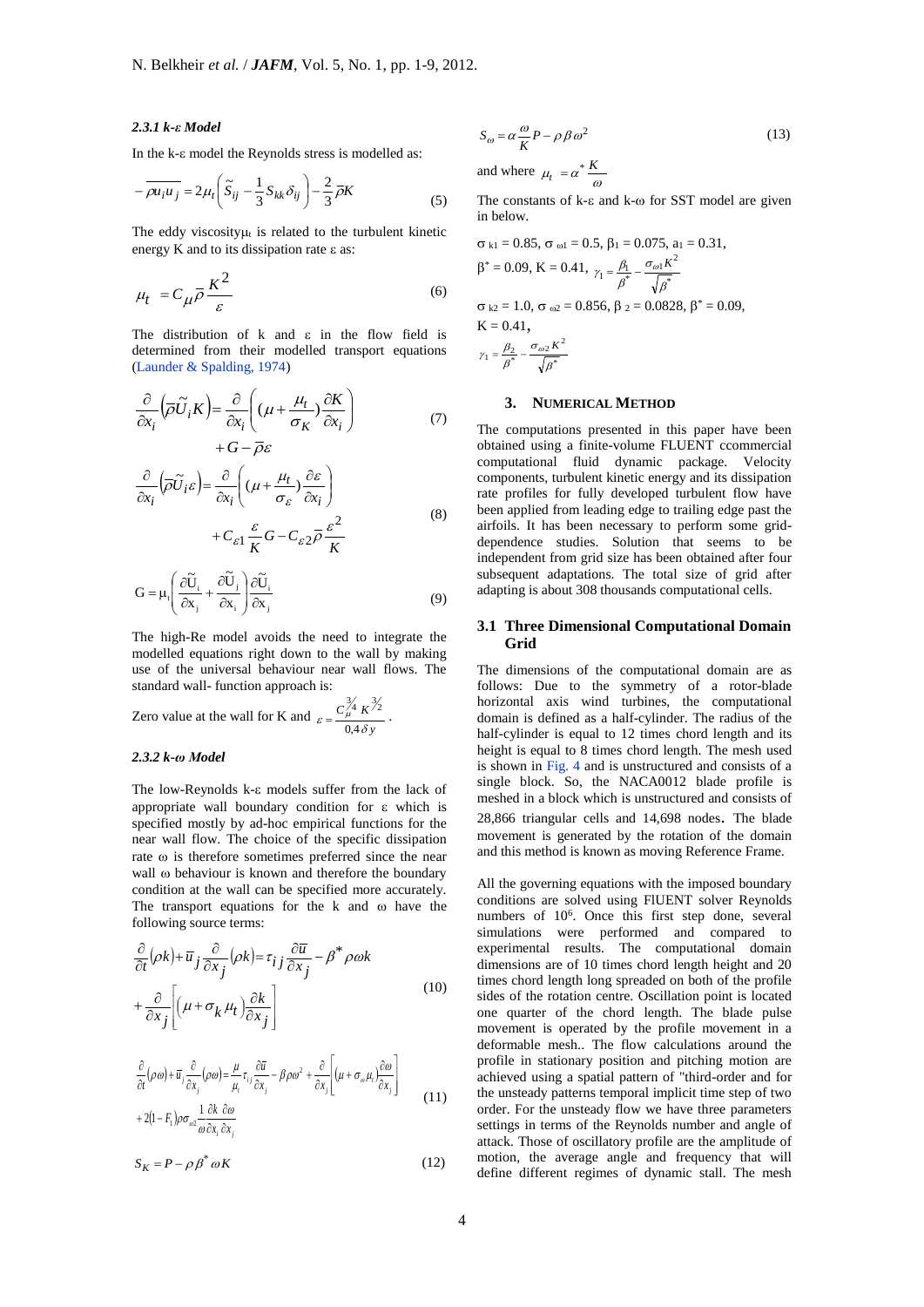#### 2.3.1 k-ε Model

In the k-ε model the Reynolds stress is modelled as:

$$-\overline{\rho u_i u_j} = 2\mu_t\left(\tilde{S}_{ij} - \frac{1}{3}S_{kk}\delta_{ij}\right) - \frac{2}{3}\bar{\rho}K \tag{5}$$

The eddy viscosity $\mu_t$ is related to the turbulent kinetic energy K and to its dissipation rate ε as:

$$\mu_t = C_\mu \bar{\rho}\frac{K^2}{\varepsilon} \tag{6}$$

The distribution of k and ε in the flow field is determined from their modelled transport equations (Launder & Spalding, 1974)

$$\frac{\partial}{\partial x_i}\left(\bar{\rho}\tilde{U}_i K\right) = \frac{\partial}{\partial x_i}\left((\mu + \frac{\mu_t}{\sigma_K})\frac{\partial K}{\partial x_i}\right) + G - \bar{\rho}\varepsilon \tag{7}$$

$$\frac{\partial}{\partial x_i}\left(\bar{\rho}\tilde{U}_i \varepsilon\right) = \frac{\partial}{\partial x_i}\left((\mu + \frac{\mu_t}{\sigma_\varepsilon})\frac{\partial \varepsilon}{\partial x_i}\right) + C_{\varepsilon 1}\frac{\varepsilon}{K}G - C_{\varepsilon 2}\bar{\rho}\frac{\varepsilon^2}{K} \tag{8}$$

$$G = \mu_t\left(\frac{\partial \tilde{U}_i}{\partial x_j} + \frac{\partial \tilde{U}_j}{\partial x_i}\right)\frac{\partial \tilde{U}_i}{\partial x_j} \tag{9}$$

The high-Re model avoids the need to integrate the modelled equations right down to the wall by making use of the universal behaviour near wall flows. The standard wall- function approach is:

Zero value at the wall for K and $\varepsilon = \frac{C_\mu^{3/4} K^{3/2}}{0{,}4\,\delta y}$.

#### 2.3.2 k-ω Model

The low-Reynolds k-ε models suffer from the lack of appropriate wall boundary condition for ε which is specified mostly by ad-hoc empirical functions for the near wall flow. The choice of the specific dissipation rate ω is therefore sometimes preferred since the near wall ω behaviour is known and therefore the boundary condition at the wall can be specified more accurately. The transport equations for the k and ω have the following source terms:

$$\frac{\partial}{\partial t}(\rho k) + \bar{u}_j\frac{\partial}{\partial x_j}(\rho k) = \tau_{ij}\frac{\partial \bar{u}}{\partial x_j} - \beta^*\rho\omega k + \frac{\partial}{\partial x_j}\left[\left(\mu + \sigma_k \mu_t\right)\frac{\partial k}{\partial x_j}\right] \tag{10}$$

$$\frac{\partial}{\partial t}(\rho\omega) + \bar{u}_j\frac{\partial}{\partial x_j}(\rho\omega) = \frac{\mu}{\mu_t}\tau_{ij}\frac{\partial \bar{u}}{\partial x_j} - \beta\rho\omega^2 + \frac{\partial}{\partial x_j}\left[\left(\mu + \sigma_\omega \mu_t\right)\frac{\partial \omega}{\partial x_j}\right] + 2(1 - F_1)\rho\sigma_{\omega 2}\frac{1}{\omega}\frac{\partial k}{\partial x_i}\frac{\partial \omega}{\partial x_j} \tag{11}$$

$$S_K = P - \rho\beta^*\omega K \tag{12}$$

$$S_\omega = \alpha\frac{\omega}{K}P - \rho\beta\omega^2 \tag{13}$$

and where $\mu_t = \alpha^*\frac{K}{\omega}$

The constants of k-ε and k-ω for SST model are given in below.

$\sigma_{k1} = 0.85$, $\sigma_{\omega 1} = 0.5$, $\beta_1 = 0.075$, $a_1 = 0.31$,

$\beta^* = 0.09$, $K = 0.41$, $\gamma_1 = \frac{\beta_1}{\beta^*} - \frac{\sigma_{\omega 1}K^2}{\sqrt{\beta^*}}$

$\sigma_{k2} = 1.0$, $\sigma_{\omega 2} = 0.856$, $\beta_2 = 0.0828$, $\beta^* = 0.09$,

$K = 0.41$,

$\gamma_1 = \frac{\beta_2}{\beta^*} - \frac{\sigma_{\omega 2}K^2}{\sqrt{\beta^*}}$

## 3. NUMERICAL METHOD

The computations presented in this paper have been obtained using a finite-volume FLUENT ccommercial computational fluid dynamic package. Velocity components, turbulent kinetic energy and its dissipation rate profiles for fully developed turbulent flow have been applied from leading edge to trailing edge past the airfoils. It has been necessary to perform some grid-dependence studies. Solution that seems to be independent from grid size has been obtained after four subsequent adaptations. The total size of grid after adapting is about 308 thousands computational cells.

### 3.1 Three Dimensional Computational Domain Grid

The dimensions of the computational domain are as follows: Due to the symmetry of a rotor-blade horizontal axis wind turbines, the computational domain is defined as a half-cylinder. The radius of the half-cylinder is equal to 12 times chord length and its height is equal to 8 times chord length. The mesh used is shown in Fig. 4 and is unstructured and consists of a single block. So, the NACA0012 blade profile is meshed in a block which is unstructured and consists of 28,866 triangular cells and 14,698 nodes. The blade movement is generated by the rotation of the domain and this method is known as moving Reference Frame.

All the governing equations with the imposed boundary conditions are solved using FlUENT solver Reynolds numbers of $10^6$. Once this first step done, several simulations were performed and compared to experimental results. The computational domain dimensions are of 10 times chord length height and 20 times chord length long spreaded on both of the profile sides of the rotation centre. Oscillation point is located one quarter of the chord length. The blade pulse movement is operated by the profile movement in a deformable mesh.. The flow calculations around the profile in stationary position and pitching motion are achieved using a spatial pattern of "third-order and for the unsteady patterns temporal implicit time step of two order. For the unsteady flow we have three parameters settings in terms of the Reynolds number and angle of attack. Those of oscillatory profile are the amplitude of motion, the average angle and frequency that will define different regimes of dynamic stall. The mesh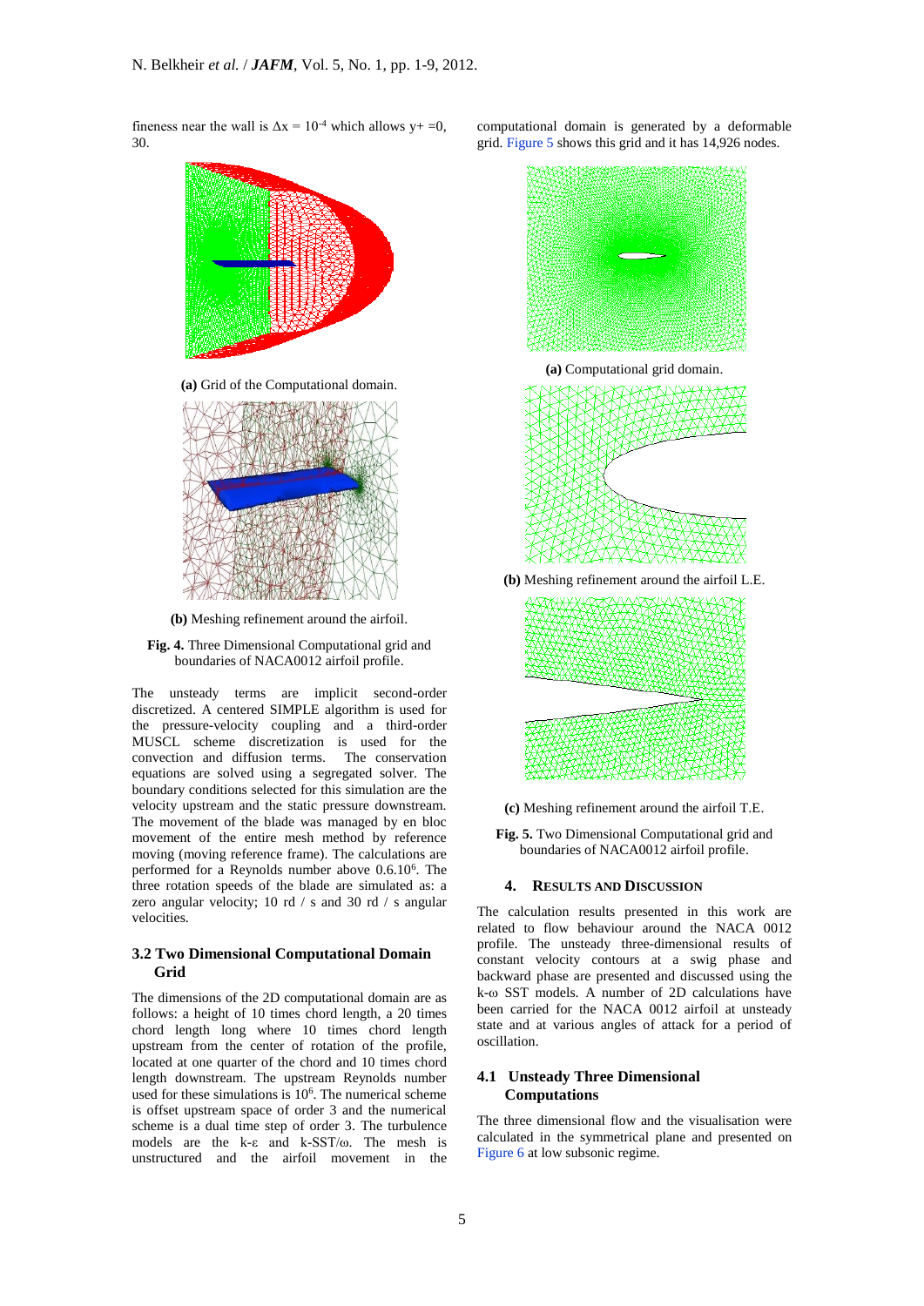fineness near the wall is $\Delta x = 10^{-4}$ which allows y+ =0, 30.

(a) Grid of the Computational domain.

(b) Meshing refinement around the airfoil.

**Fig. 4.** Three Dimensional Computational grid and boundaries of NACA0012 airfoil profile.

The unsteady terms are implicit second-order discretized. A centered SIMPLE algorithm is used for the pressure-velocity coupling and a third-order MUSCL scheme discretization is used for the convection and diffusion terms. The conservation equations are solved using a segregated solver. The boundary conditions selected for this simulation are the velocity upstream and the static pressure downstream. The movement of the blade was managed by en bloc movement of the entire mesh method by reference moving (moving reference frame). The calculations are performed for a Reynolds number above $0.6.10^6$. The three rotation speeds of the blade are simulated as: a zero angular velocity; 10 rd / s and 30 rd / s angular velocities.

### 3.2 Two Dimensional Computational Domain Grid

The dimensions of the 2D computational domain are as follows: a height of 10 times chord length, a 20 times chord length long where 10 times chord length upstream from the center of rotation of the profile, located at one quarter of the chord and 10 times chord length downstream. The upstream Reynolds number used for these simulations is $10^6$. The numerical scheme is offset upstream space of order 3 and the numerical scheme is a dual time step of order 3. The turbulence models are the k-ε and k-SST/ω. The mesh is unstructured and the airfoil movement in the computational domain is generated by a deformable grid. Figure 5 shows this grid and it has 14,926 nodes.

(a) Computational grid domain.

(b) Meshing refinement around the airfoil L.E.

(c) Meshing refinement around the airfoil T.E.

**Fig. 5.** Two Dimensional Computational grid and boundaries of NACA0012 airfoil profile.

## 4. Results and Discussion

The calculation results presented in this work are related to flow behaviour around the NACA 0012 profile. The unsteady three-dimensional results of constant velocity contours at a swig phase and backward phase are presented and discussed using the k-ω SST models. A number of 2D calculations have been carried for the NACA 0012 airfoil at unsteady state and at various angles of attack for a period of oscillation.

### 4.1 Unsteady Three Dimensional Computations

The three dimensional flow and the visualisation were calculated in the symmetrical plane and presented on Figure 6 at low subsonic regime.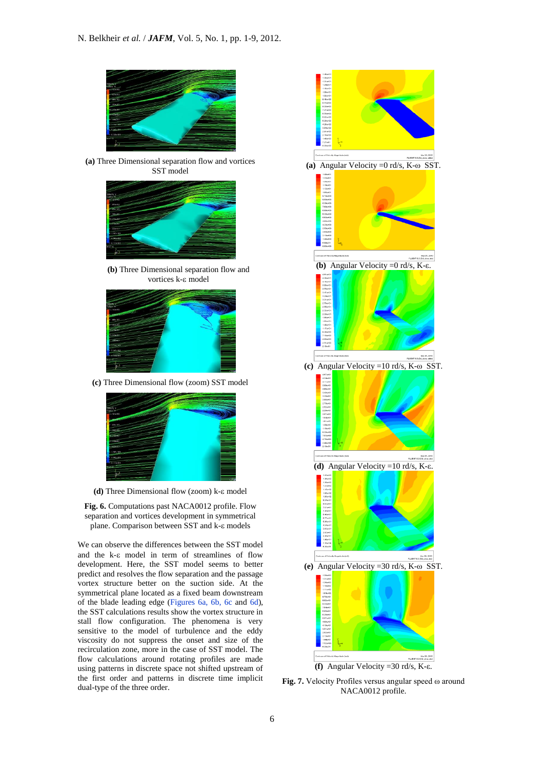(a) Three Dimensional separation flow and vortices SST model

(b) Three Dimensional separation flow and vortices k-ε model

(c) Three Dimensional flow (zoom) SST model

(d) Three Dimensional flow (zoom) k-ε model

**Fig. 6.** Computations past NACA0012 profile. Flow separation and vortices development in symmetrical plane. Comparison between SST and k-ε models

We can observe the differences between the SST model and the k-ε model in term of streamlines of flow development. Here, the SST model seems to better predict and resolves the flow separation and the passage vortex structure better on the suction side. At the symmetrical plane located as a fixed beam downstream of the blade leading edge (Figures 6a, 6b, 6c and 6d), the SST calculations results show the vortex structure in stall flow configuration. The phenomena is very sensitive to the model of turbulence and the eddy viscosity do not suppress the onset and size of the recirculation zone, more in the case of SST model. The flow calculations around rotating profiles are made using patterns in discrete space not shifted upstream of the first order and patterns in discrete time implicit dual-type of the three order.

**(a)** Angular Velocity =0 rd/s, K-ω SST.

**(b)** Angular Velocity =0 rd/s, K-ε.

**(c)** Angular Velocity =10 rd/s, K-ω SST.

**(d)** Angular Velocity =10 rd/s, K-ε.

**(e)** Angular Velocity =30 rd/s, K-ω SST.

**(f)** Angular Velocity =30 rd/s, K-ε.

**Fig. 7.** Velocity Profiles versus angular speed ω around NACA0012 profile.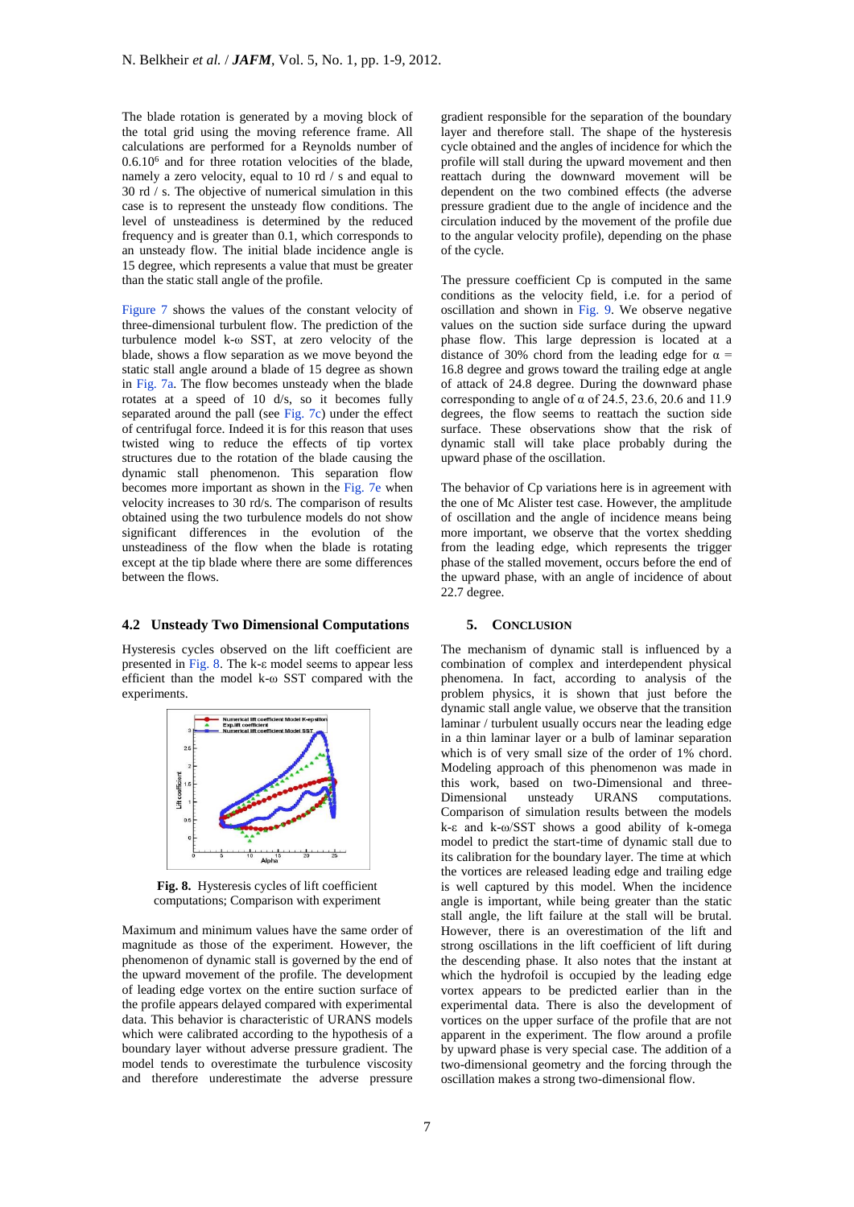The blade rotation is generated by a moving block of the total grid using the moving reference frame. All calculations are performed for a Reynolds number of $0.6.10^6$ and for three rotation velocities of the blade, namely a zero velocity, equal to 10 rd / s and equal to 30 rd / s. The objective of numerical simulation in this case is to represent the unsteady flow conditions. The level of unsteadiness is determined by the reduced frequency and is greater than 0.1, which corresponds to an unsteady flow. The initial blade incidence angle is 15 degree, which represents a value that must be greater than the static stall angle of the profile.

Figure 7 shows the values of the constant velocity of three-dimensional turbulent flow. The prediction of the turbulence model k-ω SST, at zero velocity of the blade, shows a flow separation as we move beyond the static stall angle around a blade of 15 degree as shown in Fig. 7a. The flow becomes unsteady when the blade rotates at a speed of 10 d/s, so it becomes fully separated around the pall (see Fig. 7c) under the effect of centrifugal force. Indeed it is for this reason that uses twisted wing to reduce the effects of tip vortex structures due to the rotation of the blade causing the dynamic stall phenomenon. This separation flow becomes more important as shown in the Fig. 7e when velocity increases to 30 rd/s. The comparison of results obtained using the two turbulence models do not show significant differences in the evolution of the unsteadiness of the flow when the blade is rotating except at the tip blade where there are some differences between the flows.

### 4.2 Unsteady Two Dimensional Computations

Hysteresis cycles observed on the lift coefficient are presented in Fig. 8. The k-ε model seems to appear less efficient than the model k-ω SST compared with the experiments.

**Fig. 8.** Hysteresis cycles of lift coefficient computations; Comparison with experiment

Maximum and minimum values have the same order of magnitude as those of the experiment. However, the phenomenon of dynamic stall is governed by the end of the upward movement of the profile. The development of leading edge vortex on the entire suction surface of the profile appears delayed compared with experimental data. This behavior is characteristic of URANS models which were calibrated according to the hypothesis of a boundary layer without adverse pressure gradient. The model tends to overestimate the turbulence viscosity and therefore underestimate the adverse pressure gradient responsible for the separation of the boundary layer and therefore stall. The shape of the hysteresis cycle obtained and the angles of incidence for which the profile will stall during the upward movement and then reattach during the downward movement will be dependent on the two combined effects (the adverse pressure gradient due to the angle of incidence and the circulation induced by the movement of the profile due to the angular velocity profile), depending on the phase of the cycle.

The pressure coefficient Cp is computed in the same conditions as the velocity field, i.e. for a period of oscillation and shown in Fig. 9. We observe negative values on the suction side surface during the upward phase flow. This large depression is located at a distance of 30% chord from the leading edge for $\alpha$ = 16.8 degree and grows toward the trailing edge at angle of attack of 24.8 degree. During the downward phase corresponding to angle of $\alpha$ of 24.5, 23.6, 20.6 and 11.9 degrees, the flow seems to reattach the suction side surface. These observations show that the risk of dynamic stall will take place probably during the upward phase of the oscillation.

The behavior of Cp variations here is in agreement with the one of Mc Alister test case. However, the amplitude of oscillation and the angle of incidence means being more important, we observe that the vortex shedding from the leading edge, which represents the trigger phase of the stalled movement, occurs before the end of the upward phase, with an angle of incidence of about 22.7 degree.

## 5. Conclusion

The mechanism of dynamic stall is influenced by a combination of complex and interdependent physical phenomena. In fact, according to analysis of the problem physics, it is shown that just before the dynamic stall angle value, we observe that the transition laminar / turbulent usually occurs near the leading edge in a thin laminar layer or a bulb of laminar separation which is of very small size of the order of 1% chord. Modeling approach of this phenomenon was made in this work, based on two-Dimensional and three-Dimensional unsteady URANS computations. Comparison of simulation results between the models k-ε and k-ω/SST shows a good ability of k-omega model to predict the start-time of dynamic stall due to its calibration for the boundary layer. The time at which the vortices are released leading edge and trailing edge is well captured by this model. When the incidence angle is important, while being greater than the static stall angle, the lift failure at the stall will be brutal. However, there is an overestimation of the lift and strong oscillations in the lift coefficient of lift during the descending phase. It also notes that the instant at which the hydrofoil is occupied by the leading edge vortex appears to be predicted earlier than in the experimental data. There is also the development of vortices on the upper surface of the profile that are not apparent in the experiment. The flow around a profile by upward phase is very special case. The addition of a two-dimensional geometry and the forcing through the oscillation makes a strong two-dimensional flow.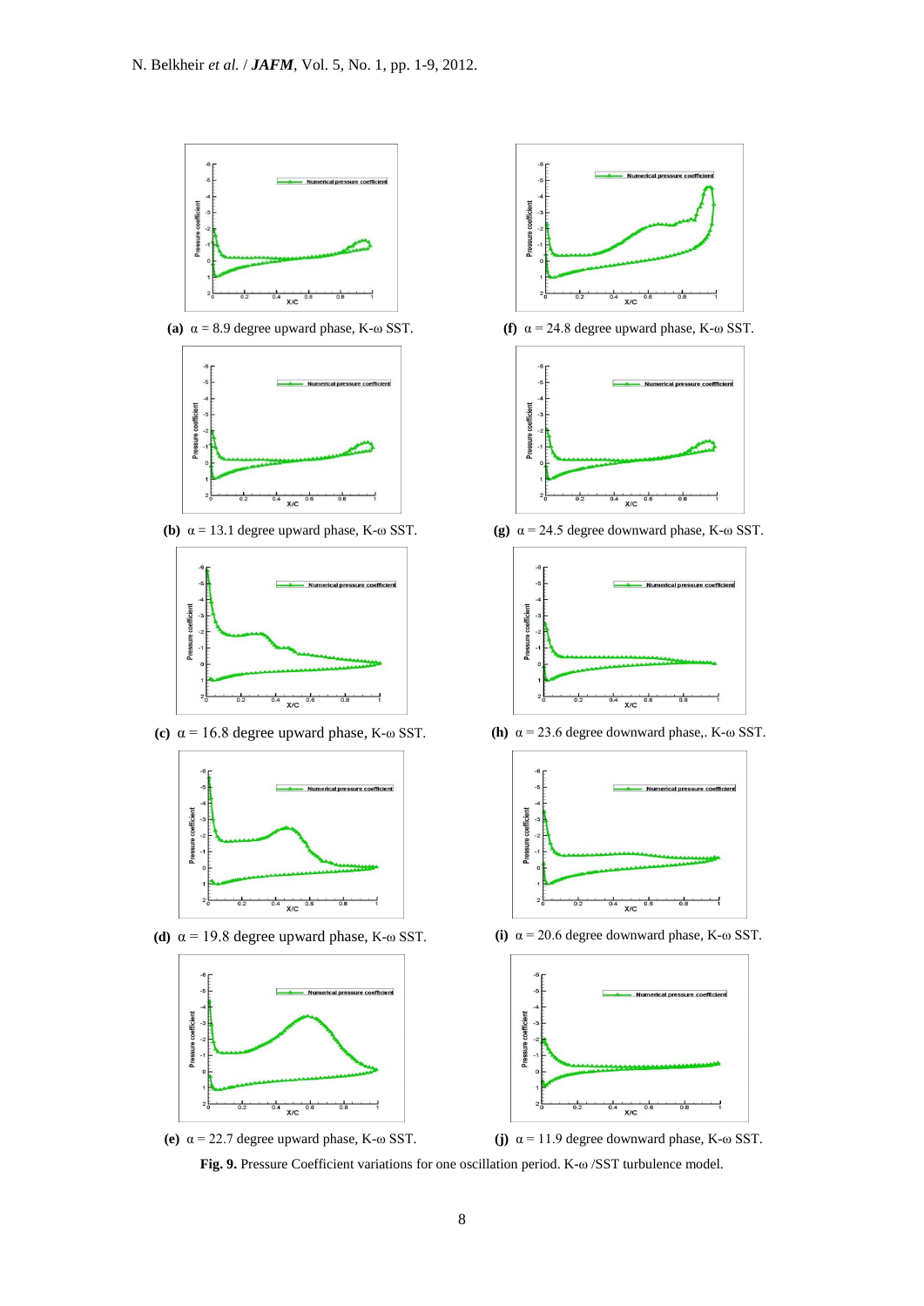(a) $\alpha$ = 8.9 degree upward phase, K-ω SST.

(f) $\alpha$ = 24.8 degree upward phase, K-ω SST.

(b) $\alpha$ = 13.1 degree upward phase, K-ω SST.

(g) $\alpha$ = 24.5 degree downward phase, K-ω SST.

(c) $\alpha$ = 16.8 degree upward phase, K-ω SST.

(h) $\alpha$ = 23.6 degree downward phase,. K-ω SST.

(d) $\alpha$ = 19.8 degree upward phase, K-ω SST.

(i) $\alpha$ = 20.6 degree downward phase, K-ω SST.

(e) $\alpha$ = 22.7 degree upward phase, K-ω SST.

(j) $\alpha$ = 11.9 degree downward phase, K-ω SST.

**Fig. 9.** Pressure Coefficient variations for one oscillation period. K-ω /SST turbulence model.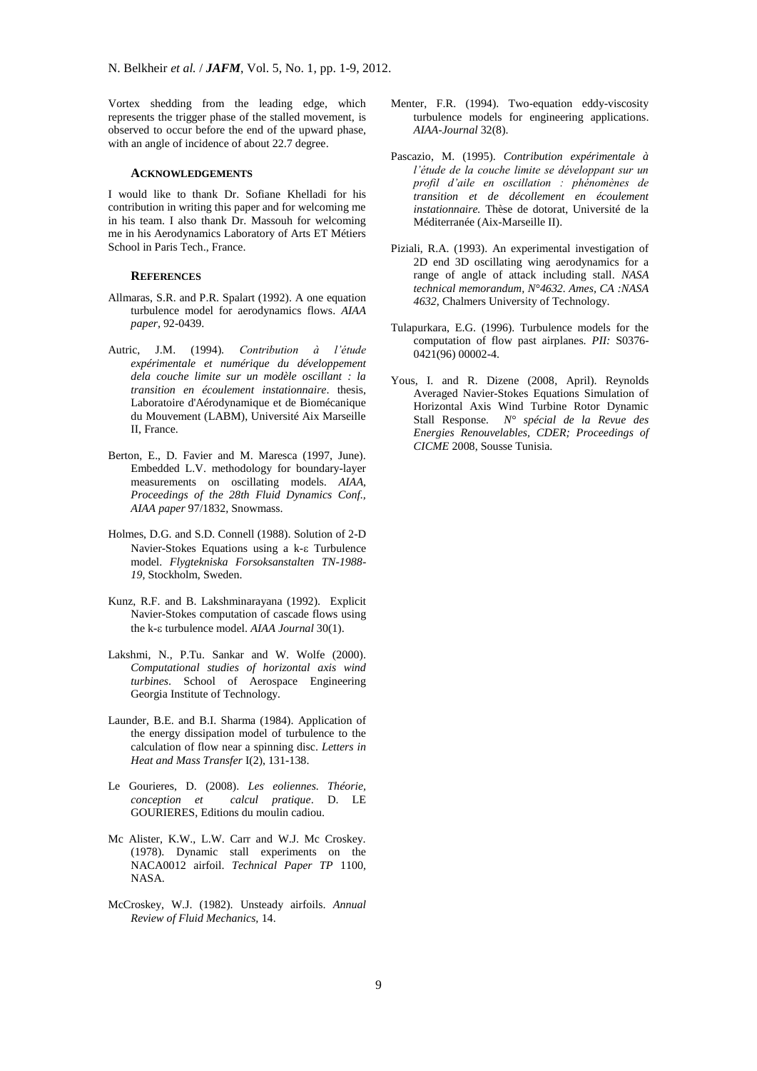Vortex shedding from the leading edge, which represents the trigger phase of the stalled movement, is observed to occur before the end of the upward phase, with an angle of incidence of about 22.7 degree.

## ACKNOWLEDGEMENTS

I would like to thank Dr. Sofiane Khelladi for his contribution in writing this paper and for welcoming me in his team. I also thank Dr. Massouh for welcoming me in his Aerodynamics Laboratory of Arts ET Métiers School in Paris Tech., France.

## REFERENCES

Allmaras, S.R. and P.R. Spalart (1992). A one equation turbulence model for aerodynamics flows. *AIAA paper*, 92-0439.

Autric, J.M. (1994). *Contribution à l'étude expérimentale et numérique du développement dela couche limite sur un modèle oscillant : la transition en écoulement instationnaire*. thesis, Laboratoire d'Aérodynamique et de Biomécanique du Mouvement (LABM), Université Aix Marseille II, France.

Berton, E., D. Favier and M. Maresca (1997, June). Embedded L.V. methodology for boundary-layer measurements on oscillating models. *AIAA, Proceedings of the 28th Fluid Dynamics Conf., AIAA paper* 97/1832, Snowmass.

Holmes, D.G. and S.D. Connell (1988). Solution of 2-D Navier-Stokes Equations using a k-$\varepsilon$ Turbulence model. *Flygtekniska Forsoksanstalten TN-1988-19*, Stockholm, Sweden.

Kunz, R.F. and B. Lakshminarayana (1992). Explicit Navier-Stokes computation of cascade flows using the k-$\varepsilon$ turbulence model. *AIAA Journal* 30(1).

Lakshmi, N., P.Tu. Sankar and W. Wolfe (2000). *Computational studies of horizontal axis wind turbines*. School of Aerospace Engineering Georgia Institute of Technology.

Launder, B.E. and B.I. Sharma (1984). Application of the energy dissipation model of turbulence to the calculation of flow near a spinning disc. *Letters in Heat and Mass Transfer* I(2), 131-138.

Le Gourieres, D. (2008). *Les eoliennes. Théorie, conception et calcul pratique*. D. LE GOURIERES, Editions du moulin cadiou.

Mc Alister, K.W., L.W. Carr and W.J. Mc Croskey. (1978). Dynamic stall experiments on the NACA0012 airfoil. *Technical Paper TP* 1100, NASA.

McCroskey, W.J. (1982). Unsteady airfoils. *Annual Review of Fluid Mechanics*, 14.

Menter, F.R. (1994). Two-equation eddy-viscosity turbulence models for engineering applications. *AIAA-Journal* 32(8).

Pascazio, M. (1995). *Contribution expérimentale à l'étude de la couche limite se développant sur un profil d'aile en oscillation : phénomènes de transition et de décollement en écoulement instationnaire.* Thèse de dotorat, Université de la Méditerranée (Aix-Marseille II).

Piziali, R.A. (1993). An experimental investigation of 2D end 3D oscillating wing aerodynamics for a range of angle of attack including stall. *NASA technical memorandum, N°4632. Ames, CA :NASA 4632*, Chalmers University of Technology.

Tulapurkara, E.G. (1996). Turbulence models for the computation of flow past airplanes. *PII:* S0376-0421(96) 00002-4.

Yous, I. and R. Dizene (2008, April). Reynolds Averaged Navier-Stokes Equations Simulation of Horizontal Axis Wind Turbine Rotor Dynamic Stall Response. *N° spécial de la Revue des Energies Renouvelables, CDER; Proceedings of CICME* 2008, Sousse Tunisia.